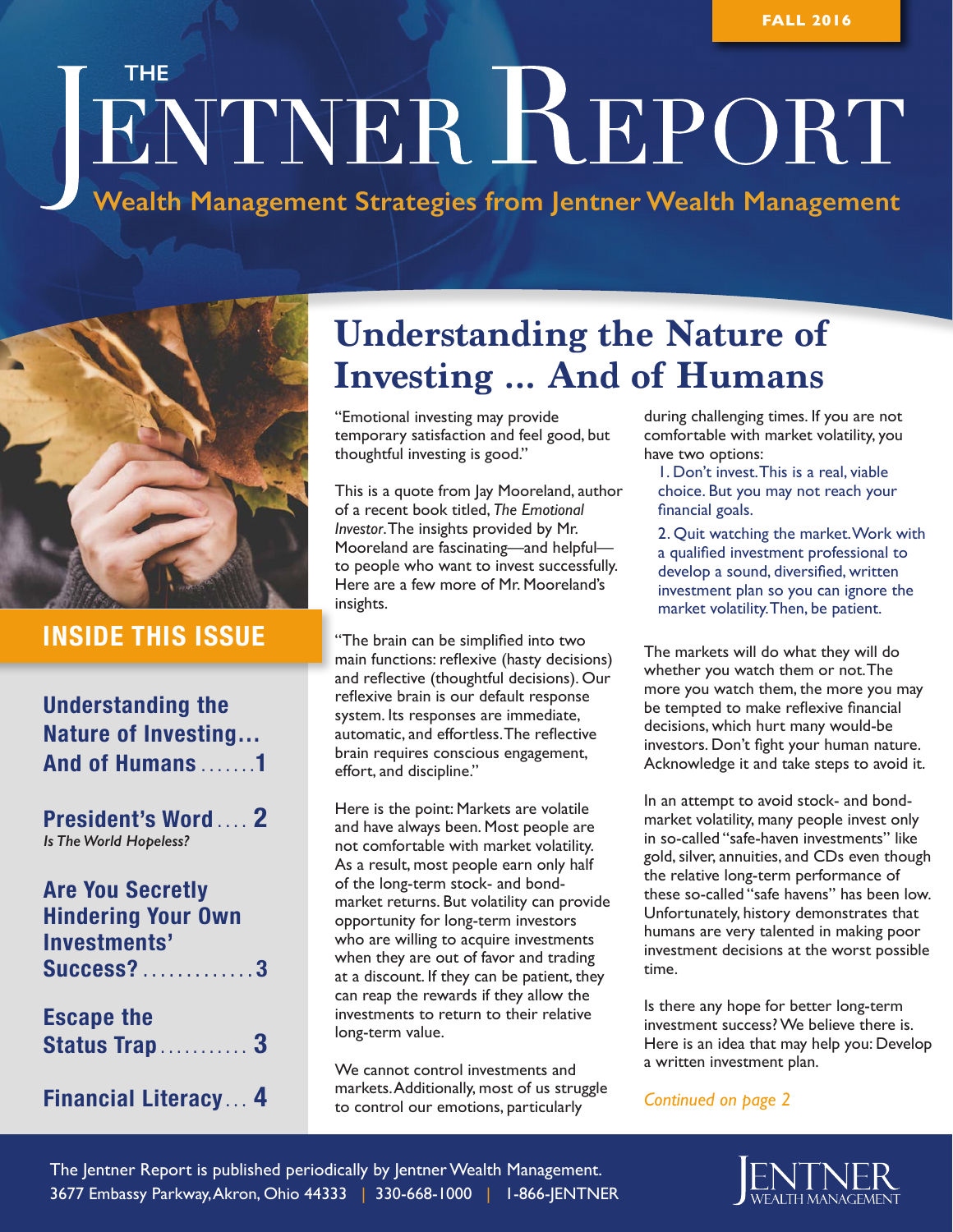FALL 2016

# THE JENTNER REPORT

**Wealth Management Strategies from Jentner Wealth Management**

## INSIDE THIS ISSUE

**Understanding the Nature of Investing… And of Humans** ....... **1**

**President's Word** .... **2**
*Is The World Hopeless?*

**Are You Secretly Hindering Your Own Investments' Success?** ............. **3**

**Escape the Status Trap** ........... **3**

**Financial Literacy** ... **4**

# Understanding the Nature of Investing ... And of Humans

"Emotional investing may provide temporary satisfaction and feel good, but thoughtful investing is good."

This is a quote from Jay Mooreland, author of a recent book titled, *The Emotional Investor*. The insights provided by Mr. Mooreland are fascinating—and helpful—to people who want to invest successfully. Here are a few more of Mr. Mooreland's insights.

"The brain can be simplified into two main functions: reflexive (hasty decisions) and reflective (thoughtful decisions). Our reflexive brain is our default response system. Its responses are immediate, automatic, and effortless. The reflective brain requires conscious engagement, effort, and discipline."

Here is the point: Markets are volatile and have always been. Most people are not comfortable with market volatility. As a result, most people earn only half of the long-term stock- and bond-market returns. But volatility can provide opportunity for long-term investors who are willing to acquire investments when they are out of favor and trading at a discount. If they can be patient, they can reap the rewards if they allow the investments to return to their relative long-term value.

We cannot control investments and markets. Additionally, most of us struggle to control our emotions, particularly during challenging times. If you are not comfortable with market volatility, you have two options:

1. Don't invest. This is a real, viable choice. But you may not reach your financial goals.
2. Quit watching the market. Work with a qualified investment professional to develop a sound, diversified, written investment plan so you can ignore the market volatility. Then, be patient.

The markets will do what they will do whether you watch them or not. The more you watch them, the more you may be tempted to make reflexive financial decisions, which hurt many would-be investors. Don't fight your human nature. Acknowledge it and take steps to avoid it.

In an attempt to avoid stock- and bond-market volatility, many people invest only in so-called "safe-haven investments" like gold, silver, annuities, and CDs even though the relative long-term performance of these so-called "safe havens" has been low. Unfortunately, history demonstrates that humans are very talented in making poor investment decisions at the worst possible time.

Is there any hope for better long-term investment success? We believe there is. Here is an idea that may help you: Develop a written investment plan.

*Continued on page 2*

The Jentner Report is published periodically by Jentner Wealth Management.
3677 Embassy Parkway, Akron, Ohio 44333 | 330-668-1000 | 1-866-JENTNER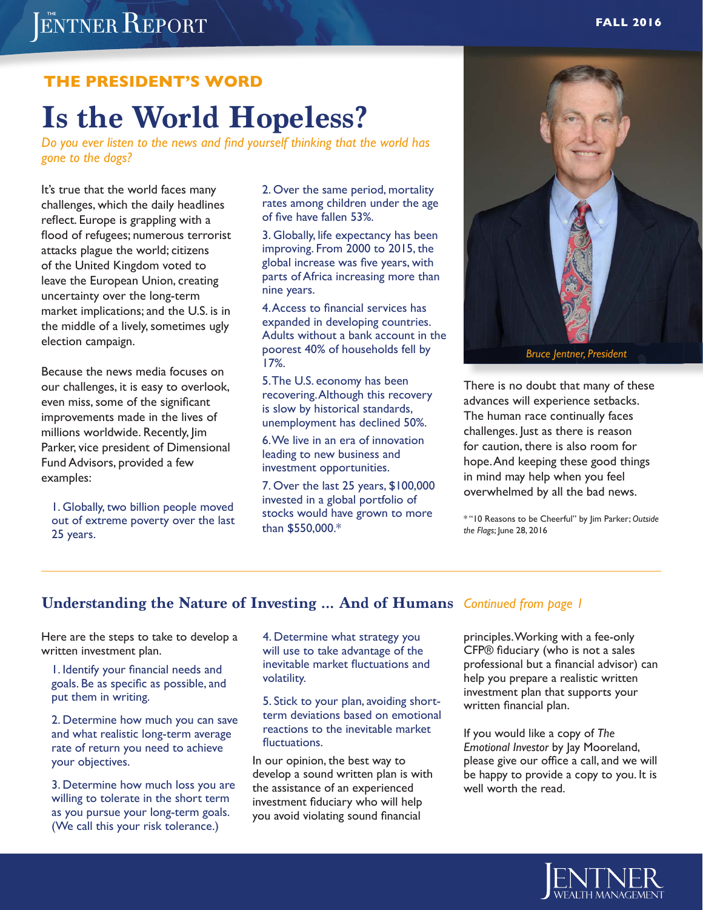## THE PRESIDENT'S WORD

# Is the World Hopeless?

*Do you ever listen to the news and find yourself thinking that the world has gone to the dogs?*

It's true that the world faces many challenges, which the daily headlines reflect. Europe is grappling with a flood of refugees; numerous terrorist attacks plague the world; citizens of the United Kingdom voted to leave the European Union, creating uncertainty over the long-term market implications; and the U.S. is in the middle of a lively, sometimes ugly election campaign.

Because the news media focuses on our challenges, it is easy to overlook, even miss, some of the significant improvements made in the lives of millions worldwide. Recently, Jim Parker, vice president of Dimensional Fund Advisors, provided a few examples:

1. Globally, two billion people moved out of extreme poverty over the last 25 years.
2. Over the same period, mortality rates among children under the age of five have fallen 53%.
3. Globally, life expectancy has been improving. From 2000 to 2015, the global increase was five years, with parts of Africa increasing more than nine years.
4. Access to financial services has expanded in developing countries. Adults without a bank account in the poorest 40% of households fell by 17%.
5. The U.S. economy has been recovering. Although this recovery is slow by historical standards, unemployment has declined 50%.
6. We live in an era of innovation leading to new business and investment opportunities.
7. Over the last 25 years, $100,000 invested in a global portfolio of stocks would have grown to more than $550,000.*

*Bruce Jentner, President*

There is no doubt that many of these advances will experience setbacks. The human race continually faces challenges. Just as there is reason for caution, there is also room for hope. And keeping these good things in mind may help when you feel overwhelmed by all the bad news.

*"10 Reasons to be Cheerful" by Jim Parker; *Outside the Flags*; June 28, 2016

## Understanding the Nature of Investing ... And of Humans *Continued from page 1*

Here are the steps to take to develop a written investment plan.

1. Identify your financial needs and goals. Be as specific as possible, and put them in writing.
2. Determine how much you can save and what realistic long-term average rate of return you need to achieve your objectives.
3. Determine how much loss you are willing to tolerate in the short term as you pursue your long-term goals. (We call this your risk tolerance.)
4. Determine what strategy you will use to take advantage of the inevitable market fluctuations and volatility.
5. Stick to your plan, avoiding short-term deviations based on emotional reactions to the inevitable market fluctuations.

In our opinion, the best way to develop a sound written plan is with the assistance of an experienced investment fiduciary who will help you avoid violating sound financial principles. Working with a fee-only CFP® fiduciary (who is not a sales professional but a financial advisor) can help you prepare a realistic written investment plan that supports your written financial plan.

If you would like a copy of *The Emotional Investor* by Jay Mooreland, please give our office a call, and we will be happy to provide a copy to you. It is well worth the read.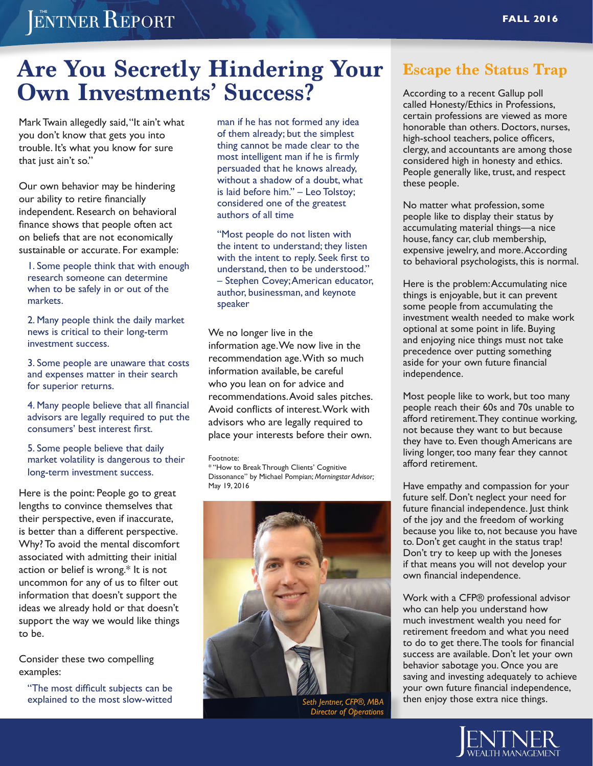# Are You Secretly Hindering Your Own Investments' Success?

Mark Twain allegedly said, "It ain't what you don't know that gets you into trouble. It's what you know for sure that just ain't so."

Our own behavior may be hindering our ability to retire financially independent. Research on behavioral finance shows that people often act on beliefs that are not economically sustainable or accurate. For example:

1. Some people think that with enough research someone can determine when to be safely in or out of the markets.
2. Many people think the daily market news is critical to their long-term investment success.
3. Some people are unaware that costs and expenses matter in their search for superior returns.
4. Many people believe that all financial advisors are legally required to put the consumers' best interest first.
5. Some people believe that daily market volatility is dangerous to their long-term investment success.

Here is the point: People go to great lengths to convince themselves that their perspective, even if inaccurate, is better than a different perspective. Why? To avoid the mental discomfort associated with admitting their initial action or belief is wrong.* It is not uncommon for any of us to filter out information that doesn't support the ideas we already hold or that doesn't support the way we would like things to be.

Consider these two compelling examples:

"The most difficult subjects can be explained to the most slow-witted man if he has not formed any idea of them already; but the simplest thing cannot be made clear to the most intelligent man if he is firmly persuaded that he knows already, without a shadow of a doubt, what is laid before him." – Leo Tolstoy; considered one of the greatest authors of all time

"Most people do not listen with the intent to understand; they listen with the intent to reply. Seek first to understand, then to be understood." – Stephen Covey; American educator, author, businessman, and keynote speaker

We no longer live in the information age. We now live in the recommendation age. With so much information available, be careful who you lean on for advice and recommendations. Avoid sales pitches. Avoid conflicts of interest. Work with advisors who are legally required to place your interests before their own.

Footnote:
* "How to Break Through Clients' Cognitive Dissonance" by Michael Pompian; *Morningstar Advisor;* May 19, 2016

*Seth Jentner, CFP®, MBA*
*Director of Operations*

## Escape the Status Trap

According to a recent Gallup poll called Honesty/Ethics in Professions, certain professions are viewed as more honorable than others. Doctors, nurses, high-school teachers, police officers, clergy, and accountants are among those considered high in honesty and ethics. People generally like, trust, and respect these people.

No matter what profession, some people like to display their status by accumulating material things—a nice house, fancy car, club membership, expensive jewelry, and more. According to behavioral psychologists, this is normal.

Here is the problem: Accumulating nice things is enjoyable, but it can prevent some people from accumulating the investment wealth needed to make work optional at some point in life. Buying and enjoying nice things must not take precedence over putting something aside for your own future financial independence.

Most people like to work, but too many people reach their 60s and 70s unable to afford retirement. They continue working, not because they want to but because they have to. Even though Americans are living longer, too many fear they cannot afford retirement.

Have empathy and compassion for your future self. Don't neglect your need for future financial independence. Just think of the joy and the freedom of working because you like to, not because you have to. Don't get caught in the status trap! Don't try to keep up with the Joneses if that means you will not develop your own financial independence.

Work with a CFP® professional advisor who can help you understand how much investment wealth you need for retirement freedom and what you need to do to get there. The tools for financial success are available. Don't let your own behavior sabotage you. Once you are saving and investing adequately to achieve your own future financial independence, then enjoy those extra nice things.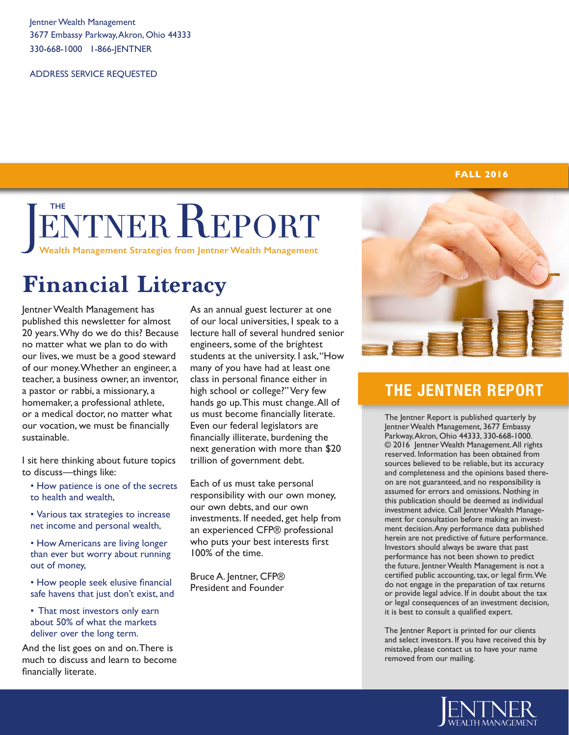Jentner Wealth Management
3677 Embassy Parkway, Akron, Ohio 44333
330-668-1000 1-866-JENTNER

ADDRESS SERVICE REQUESTED

**FALL 2016**

# THE JENTNER REPORT

Wealth Management Strategies from Jentner Wealth Management

## Financial Literacy

Jentner Wealth Management has published this newsletter for almost 20 years. Why do we do this? Because no matter what we plan to do with our lives, we must be a good steward of our money. Whether an engineer, a teacher, a business owner, an inventor, a pastor or rabbi, a missionary, a homemaker, a professional athlete, or a medical doctor, no matter what our vocation, we must be financially sustainable.

I sit here thinking about future topics to discuss—things like:

- How patience is one of the secrets to health and wealth,
- Various tax strategies to increase net income and personal wealth,
- How Americans are living longer than ever but worry about running out of money,
- How people seek elusive financial safe havens that just don't exist, and
- That most investors only earn about 50% of what the markets deliver over the long term.

And the list goes on and on. There is much to discuss and learn to become financially literate.

As an annual guest lecturer at one of our local universities, I speak to a lecture hall of several hundred senior engineers, some of the brightest students at the university. I ask, "How many of you have had at least one class in personal finance either in high school or college?" Very few hands go up. This must change. All of us must become financially literate. Even our federal legislators are financially illiterate, burdening the next generation with more than $20 trillion of government debt.

Each of us must take personal responsibility with our own money, our own debts, and our own investments. If needed, get help from an experienced CFP® professional who puts your best interests first 100% of the time.

Bruce A. Jentner, CFP®
President and Founder

## THE JENTNER REPORT

The Jentner Report is published quarterly by Jentner Wealth Management, 3677 Embassy Parkway, Akron, Ohio 44333, 330-668-1000. © 2016 Jentner Wealth Management. All rights reserved. Information has been obtained from sources believed to be reliable, but its accuracy and completeness and the opinions based thereon are not guaranteed, and no responsibility is assumed for errors and omissions. Nothing in this publication should be deemed as individual investment advice. Call Jentner Wealth Management for consultation before making an investment decision. Any performance data published herein are not predictive of future performance. Investors should always be aware that past performance has not been shown to predict the future. Jentner Wealth Management is not a certified public accounting, tax, or legal firm. We do not engage in the preparation of tax returns or provide legal advice. If in doubt about the tax or legal consequences of an investment decision, it is best to consult a qualified expert.

The Jentner Report is printed for our clients and select investors. If you have received this by mistake, please contact us to have your name removed from our mailing.

JENTNER WEALTH MANAGEMENT